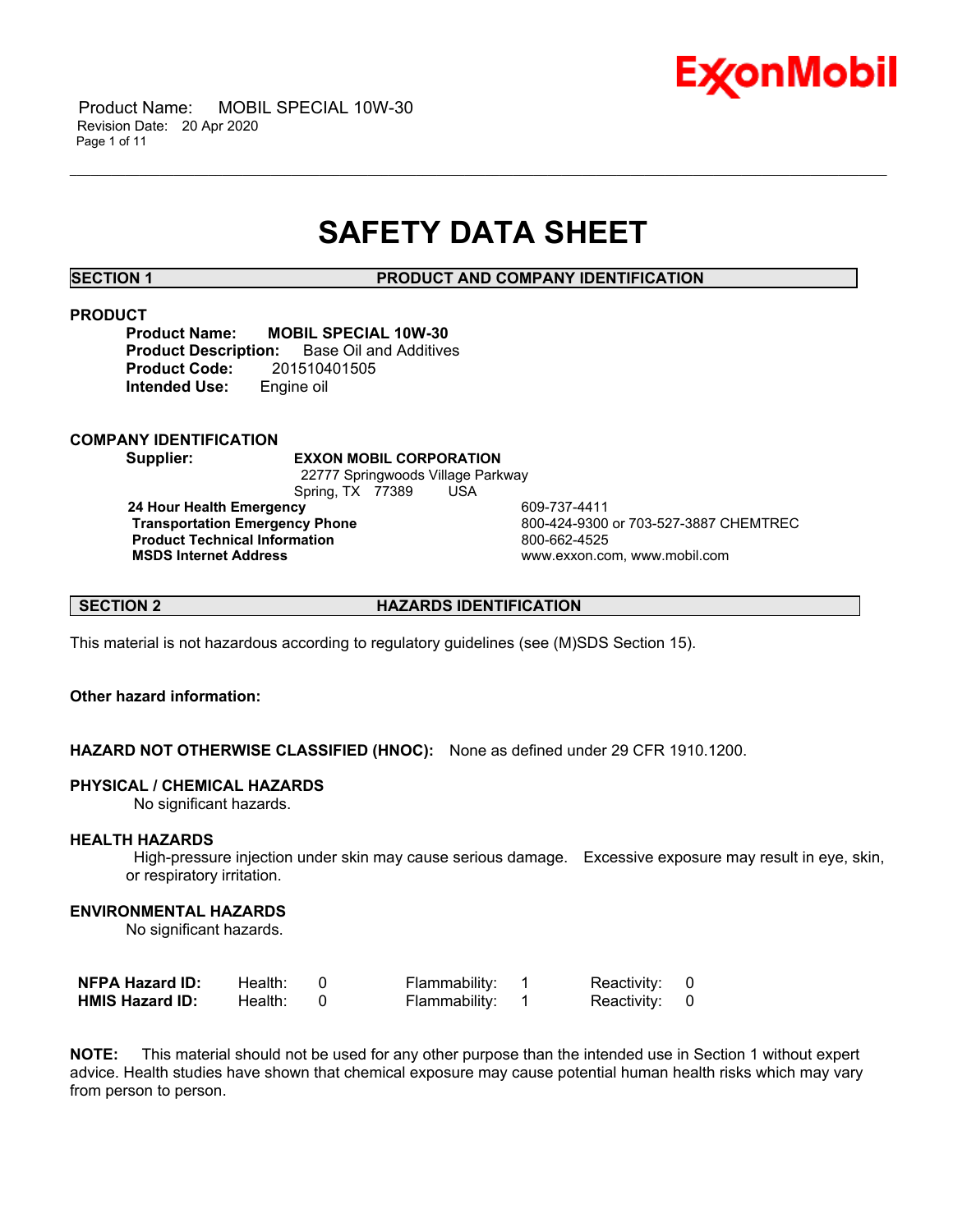# SAFETY DATA SHEET

## SECTION 1 PRODUCT AND COMPANY IDENTIFICATION

### PRODUCT

**Product Name:** **MOBIL SPECIAL 10W-30**
**Product Description:** Base Oil and Additives
**Product Code:** 201510401505
**Intended Use:** Engine oil

### COMPANY IDENTIFICATION

**Supplier:** **EXXON MOBIL CORPORATION**
22777 Springwoods Village Parkway
Spring, TX 77389 USA

| | |
|---|---|
| **24 Hour Health Emergency** | 609-737-4411 |
| **Transportation Emergency Phone** | 800-424-9300 or 703-527-3887 CHEMTREC |
| **Product Technical Information** | 800-662-4525 |
| **MSDS Internet Address** | www.exxon.com, www.mobil.com |

## SECTION 2 HAZARDS IDENTIFICATION

This material is not hazardous according to regulatory guidelines (see (M)SDS Section 15).

**Other hazard information:**

**HAZARD NOT OTHERWISE CLASSIFIED (HNOC):** None as defined under 29 CFR 1910.1200.

**PHYSICAL / CHEMICAL HAZARDS**
No significant hazards.

**HEALTH HAZARDS**
High-pressure injection under skin may cause serious damage. Excessive exposure may result in eye, skin, or respiratory irritation.

**ENVIRONMENTAL HAZARDS**
No significant hazards.

| | | | | | | |
|---|---|---|---|---|---|---|
| **NFPA Hazard ID:** | Health: | 0 | Flammability: | 1 | Reactivity: | 0 |
| **HMIS Hazard ID:** | Health: | 0 | Flammability: | 1 | Reactivity: | 0 |

**NOTE:** This material should not be used for any other purpose than the intended use in Section 1 without expert advice. Health studies have shown that chemical exposure may cause potential human health risks which may vary from person to person.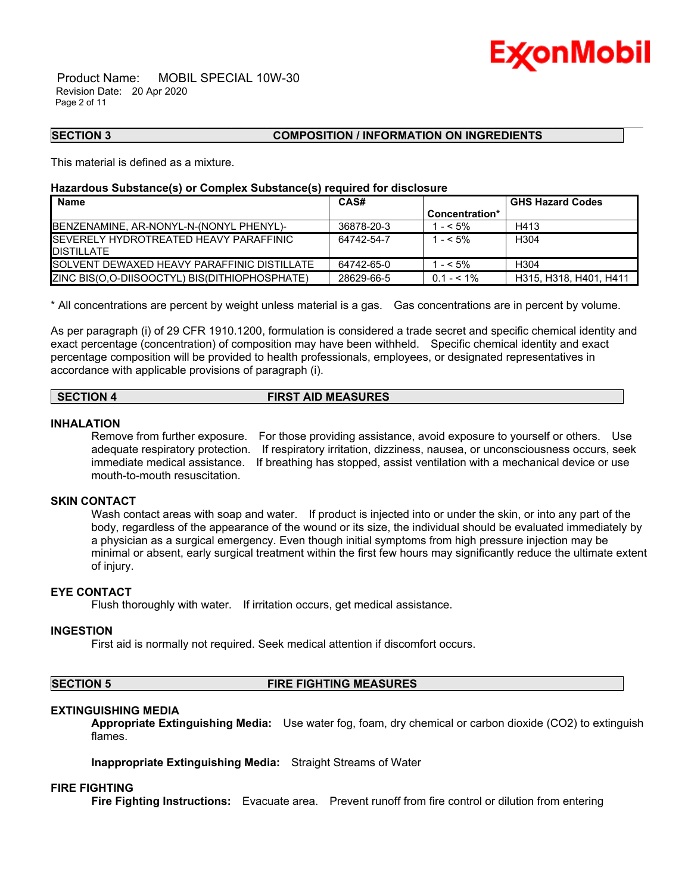## SECTION 3 COMPOSITION / INFORMATION ON INGREDIENTS

This material is defined as a mixture.

**Hazardous Substance(s) or Complex Substance(s) required for disclosure**

| Name | CAS# | Concentration* | GHS Hazard Codes |
|---|---|---|---|
| BENZENAMINE, AR-NONYL-N-(NONYL PHENYL)- | 36878-20-3 | 1 - < 5% | H413 |
| SEVERELY HYDROTREATED HEAVY PARAFFINIC DISTILLATE | 64742-54-7 | 1 - < 5% | H304 |
| SOLVENT DEWAXED HEAVY PARAFFINIC DISTILLATE | 64742-65-0 | 1 - < 5% | H304 |
| ZINC BIS(O,O-DIISOOCTYL) BIS(DITHIOPHOSPHATE) | 28629-66-5 | 0.1 - < 1% | H315, H318, H401, H411 |

* All concentrations are percent by weight unless material is a gas. Gas concentrations are in percent by volume.

As per paragraph (i) of 29 CFR 1910.1200, formulation is considered a trade secret and specific chemical identity and exact percentage (concentration) of composition may have been withheld. Specific chemical identity and exact percentage composition will be provided to health professionals, employees, or designated representatives in accordance with applicable provisions of paragraph (i).

## SECTION 4 FIRST AID MEASURES

### INHALATION

Remove from further exposure. For those providing assistance, avoid exposure to yourself or others. Use adequate respiratory protection. If respiratory irritation, dizziness, nausea, or unconsciousness occurs, seek immediate medical assistance. If breathing has stopped, assist ventilation with a mechanical device or use mouth-to-mouth resuscitation.

### SKIN CONTACT

Wash contact areas with soap and water. If product is injected into or under the skin, or into any part of the body, regardless of the appearance of the wound or its size, the individual should be evaluated immediately by a physician as a surgical emergency. Even though initial symptoms from high pressure injection may be minimal or absent, early surgical treatment within the first few hours may significantly reduce the ultimate extent of injury.

### EYE CONTACT

Flush thoroughly with water. If irritation occurs, get medical assistance.

### INGESTION

First aid is normally not required. Seek medical attention if discomfort occurs.

## SECTION 5 FIRE FIGHTING MEASURES

### EXTINGUISHING MEDIA

**Appropriate Extinguishing Media:** Use water fog, foam, dry chemical or carbon dioxide ($CO_2$) to extinguish flames.

**Inappropriate Extinguishing Media:** Straight Streams of Water

### FIRE FIGHTING

**Fire Fighting Instructions:** Evacuate area. Prevent runoff from fire control or dilution from entering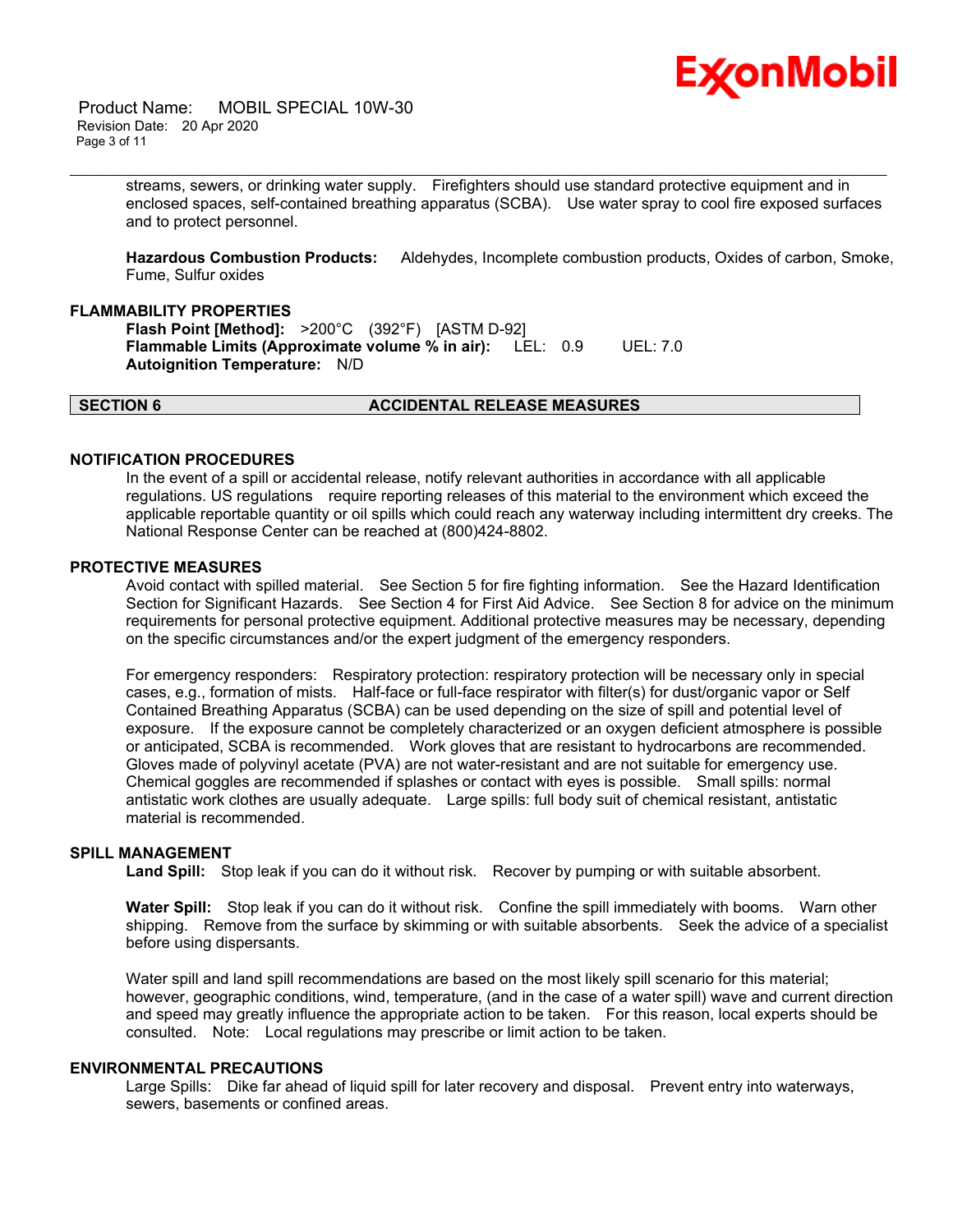streams, sewers, or drinking water supply. Firefighters should use standard protective equipment and in enclosed spaces, self-contained breathing apparatus (SCBA). Use water spray to cool fire exposed surfaces and to protect personnel.

**Hazardous Combustion Products:** Aldehydes, Incomplete combustion products, Oxides of carbon, Smoke, Fume, Sulfur oxides

### FLAMMABILITY PROPERTIES

**Flash Point [Method]:** >200°C (392°F) [ASTM D-92]
**Flammable Limits (Approximate volume % in air):** LEL: 0.9 UEL: 7.0
**Autoignition Temperature:** N/D

## SECTION 6 ACCIDENTAL RELEASE MEASURES

### NOTIFICATION PROCEDURES

In the event of a spill or accidental release, notify relevant authorities in accordance with all applicable regulations. US regulations require reporting releases of this material to the environment which exceed the applicable reportable quantity or oil spills which could reach any waterway including intermittent dry creeks. The National Response Center can be reached at (800)424-8802.

### PROTECTIVE MEASURES

Avoid contact with spilled material. See Section 5 for fire fighting information. See the Hazard Identification Section for Significant Hazards. See Section 4 for First Aid Advice. See Section 8 for advice on the minimum requirements for personal protective equipment. Additional protective measures may be necessary, depending on the specific circumstances and/or the expert judgment of the emergency responders.

For emergency responders: Respiratory protection: respiratory protection will be necessary only in special cases, e.g., formation of mists. Half-face or full-face respirator with filter(s) for dust/organic vapor or Self Contained Breathing Apparatus (SCBA) can be used depending on the size of spill and potential level of exposure. If the exposure cannot be completely characterized or an oxygen deficient atmosphere is possible or anticipated, SCBA is recommended. Work gloves that are resistant to hydrocarbons are recommended. Gloves made of polyvinyl acetate (PVA) are not water-resistant and are not suitable for emergency use. Chemical goggles are recommended if splashes or contact with eyes is possible. Small spills: normal antistatic work clothes are usually adequate. Large spills: full body suit of chemical resistant, antistatic material is recommended.

### SPILL MANAGEMENT

**Land Spill:** Stop leak if you can do it without risk. Recover by pumping or with suitable absorbent.

**Water Spill:** Stop leak if you can do it without risk. Confine the spill immediately with booms. Warn other shipping. Remove from the surface by skimming or with suitable absorbents. Seek the advice of a specialist before using dispersants.

Water spill and land spill recommendations are based on the most likely spill scenario for this material; however, geographic conditions, wind, temperature, (and in the case of a water spill) wave and current direction and speed may greatly influence the appropriate action to be taken. For this reason, local experts should be consulted. Note: Local regulations may prescribe or limit action to be taken.

### ENVIRONMENTAL PRECAUTIONS

Large Spills: Dike far ahead of liquid spill for later recovery and disposal. Prevent entry into waterways, sewers, basements or confined areas.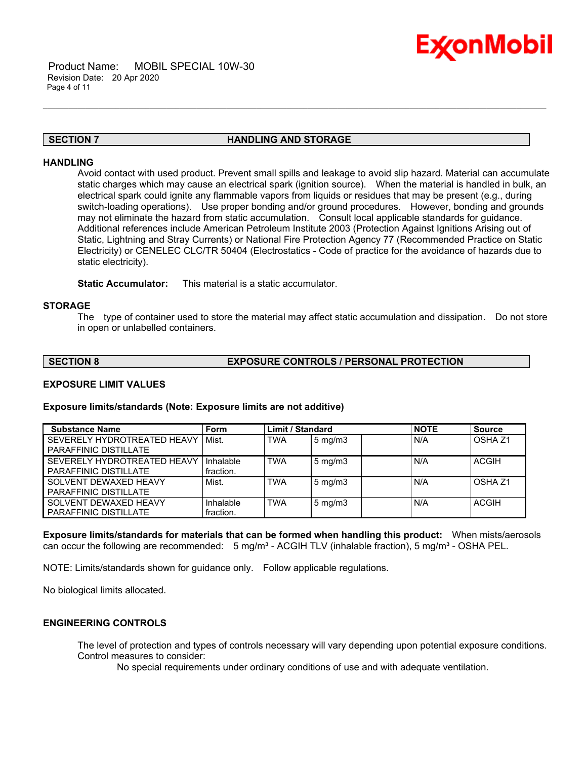## SECTION 7 HANDLING AND STORAGE

### HANDLING

Avoid contact with used product. Prevent small spills and leakage to avoid slip hazard. Material can accumulate static charges which may cause an electrical spark (ignition source). When the material is handled in bulk, an electrical spark could ignite any flammable vapors from liquids or residues that may be present (e.g., during switch-loading operations). Use proper bonding and/or ground procedures. However, bonding and grounds may not eliminate the hazard from static accumulation. Consult local applicable standards for guidance. Additional references include American Petroleum Institute 2003 (Protection Against Ignitions Arising out of Static, Lightning and Stray Currents) or National Fire Protection Agency 77 (Recommended Practice on Static Electricity) or CENELEC CLC/TR 50404 (Electrostatics - Code of practice for the avoidance of hazards due to static electricity).

**Static Accumulator:** This material is a static accumulator.

### STORAGE

The type of container used to store the material may affect static accumulation and dissipation. Do not store in open or unlabelled containers.

## SECTION 8 EXPOSURE CONTROLS / PERSONAL PROTECTION

### EXPOSURE LIMIT VALUES

**Exposure limits/standards (Note: Exposure limits are not additive)**

| Substance Name | Form | Limit / Standard | | | NOTE | Source |
|---|---|---|---|---|---|---|
| SEVERELY HYDROTREATED HEAVY PARAFFINIC DISTILLATE | Mist. | TWA | 5 mg/m3 | | N/A | OSHA Z1 |
| SEVERELY HYDROTREATED HEAVY PARAFFINIC DISTILLATE | Inhalable fraction. | TWA | 5 mg/m3 | | N/A | ACGIH |
| SOLVENT DEWAXED HEAVY PARAFFINIC DISTILLATE | Mist. | TWA | 5 mg/m3 | | N/A | OSHA Z1 |
| SOLVENT DEWAXED HEAVY PARAFFINIC DISTILLATE | Inhalable fraction. | TWA | 5 mg/m3 | | N/A | ACGIH |

**Exposure limits/standards for materials that can be formed when handling this product:** When mists/aerosols can occur the following are recommended: 5 mg/m³ - ACGIH TLV (inhalable fraction), 5 mg/m³ - OSHA PEL.

NOTE: Limits/standards shown for guidance only. Follow applicable regulations.

No biological limits allocated.

### ENGINEERING CONTROLS

The level of protection and types of controls necessary will vary depending upon potential exposure conditions. Control measures to consider:

No special requirements under ordinary conditions of use and with adequate ventilation.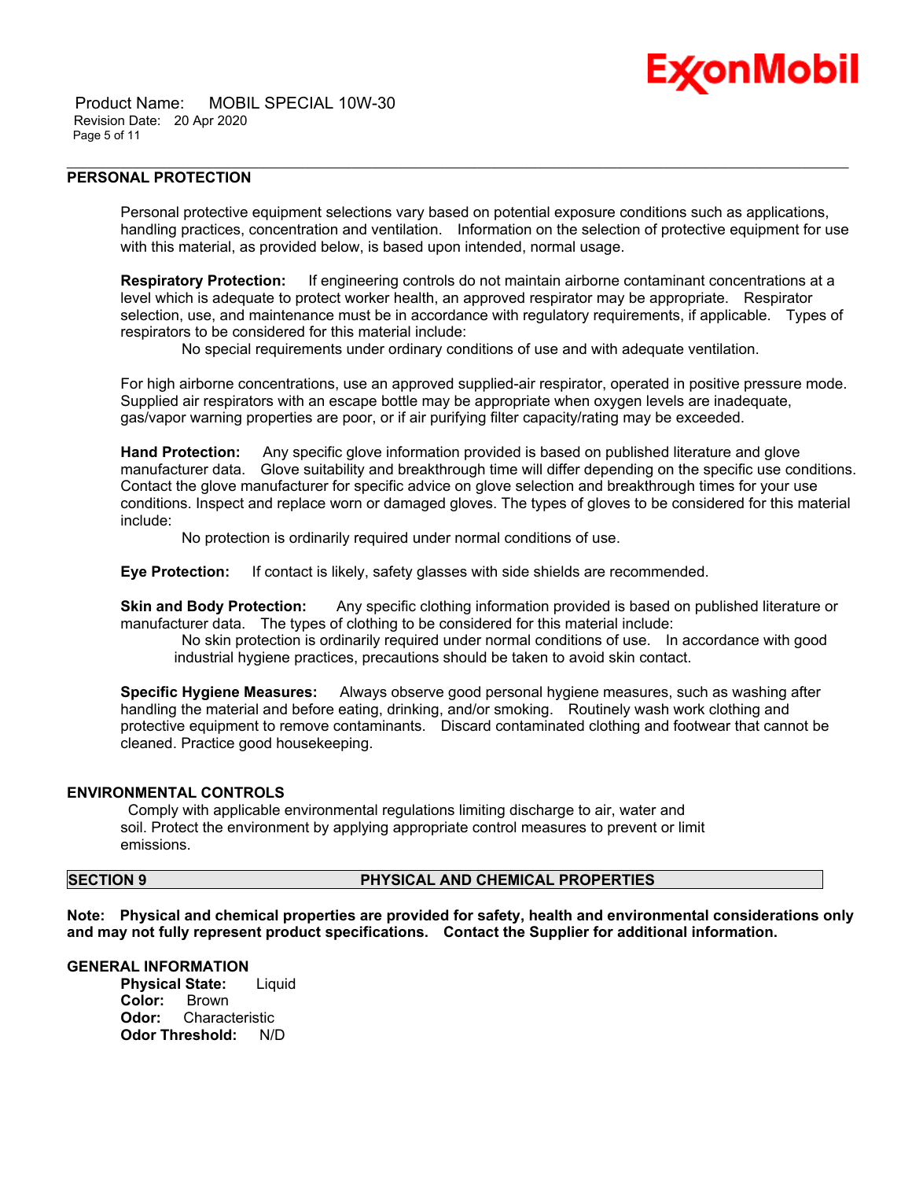## PERSONAL PROTECTION

Personal protective equipment selections vary based on potential exposure conditions such as applications, handling practices, concentration and ventilation. Information on the selection of protective equipment for use with this material, as provided below, is based upon intended, normal usage.

**Respiratory Protection:** If engineering controls do not maintain airborne contaminant concentrations at a level which is adequate to protect worker health, an approved respirator may be appropriate. Respirator selection, use, and maintenance must be in accordance with regulatory requirements, if applicable. Types of respirators to be considered for this material include:

No special requirements under ordinary conditions of use and with adequate ventilation.

For high airborne concentrations, use an approved supplied-air respirator, operated in positive pressure mode. Supplied air respirators with an escape bottle may be appropriate when oxygen levels are inadequate, gas/vapor warning properties are poor, or if air purifying filter capacity/rating may be exceeded.

**Hand Protection:** Any specific glove information provided is based on published literature and glove manufacturer data. Glove suitability and breakthrough time will differ depending on the specific use conditions. Contact the glove manufacturer for specific advice on glove selection and breakthrough times for your use conditions. Inspect and replace worn or damaged gloves. The types of gloves to be considered for this material include:

No protection is ordinarily required under normal conditions of use.

**Eye Protection:** If contact is likely, safety glasses with side shields are recommended.

**Skin and Body Protection:** Any specific clothing information provided is based on published literature or manufacturer data. The types of clothing to be considered for this material include:

No skin protection is ordinarily required under normal conditions of use. In accordance with good industrial hygiene practices, precautions should be taken to avoid skin contact.

**Specific Hygiene Measures:** Always observe good personal hygiene measures, such as washing after handling the material and before eating, drinking, and/or smoking. Routinely wash work clothing and protective equipment to remove contaminants. Discard contaminated clothing and footwear that cannot be cleaned. Practice good housekeeping.

## ENVIRONMENTAL CONTROLS

Comply with applicable environmental regulations limiting discharge to air, water and soil. Protect the environment by applying appropriate control measures to prevent or limit emissions.

## SECTION 9 PHYSICAL AND CHEMICAL PROPERTIES

**Note: Physical and chemical properties are provided for safety, health and environmental considerations only and may not fully represent product specifications. Contact the Supplier for additional information.**

## GENERAL INFORMATION

**Physical State:** Liquid
**Color:** Brown
**Odor:** Characteristic
**Odor Threshold:** N/D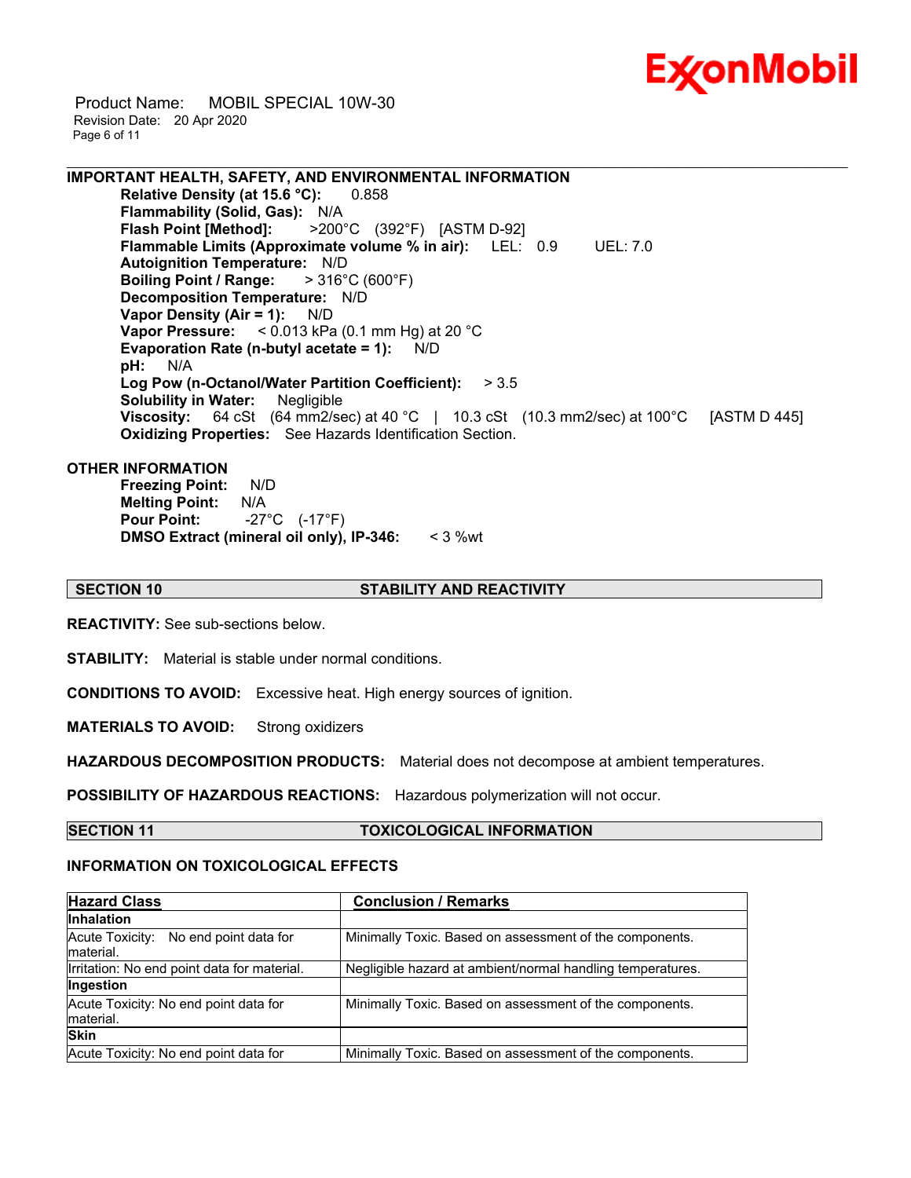**IMPORTANT HEALTH, SAFETY, AND ENVIRONMENTAL INFORMATION**

**Relative Density (at 15.6 °C):** 0.858
**Flammability (Solid, Gas):** N/A
**Flash Point [Method]:** >200°C (392°F) [ASTM D-92]
**Flammable Limits (Approximate volume % in air):** LEL: 0.9 UEL: 7.0
**Autoignition Temperature:** N/D
**Boiling Point / Range:** > 316°C (600°F)
**Decomposition Temperature:** N/D
**Vapor Density (Air = 1):** N/D
**Vapor Pressure:** < 0.013 kPa (0.1 mm Hg) at 20 °C
**Evaporation Rate (n-butyl acetate = 1):** N/D
**pH:** N/A
**Log Pow (n-Octanol/Water Partition Coefficient):** > 3.5
**Solubility in Water:** Negligible
**Viscosity:** 64 cSt (64 mm2/sec) at 40 °C | 10.3 cSt (10.3 mm2/sec) at 100°C [ASTM D 445]
**Oxidizing Properties:** See Hazards Identification Section.

**OTHER INFORMATION**

**Freezing Point:** N/D
**Melting Point:** N/A
**Pour Point:** -27°C (-17°F)
**DMSO Extract (mineral oil only), IP-346:** < 3 %wt

## SECTION 10 STABILITY AND REACTIVITY

**REACTIVITY:** See sub-sections below.

**STABILITY:** Material is stable under normal conditions.

**CONDITIONS TO AVOID:** Excessive heat. High energy sources of ignition.

**MATERIALS TO AVOID:** Strong oxidizers

**HAZARDOUS DECOMPOSITION PRODUCTS:** Material does not decompose at ambient temperatures.

**POSSIBILITY OF HAZARDOUS REACTIONS:** Hazardous polymerization will not occur.

## SECTION 11 TOXICOLOGICAL INFORMATION

**INFORMATION ON TOXICOLOGICAL EFFECTS**

| Hazard Class | Conclusion / Remarks |
|---|---|
| **Inhalation** | |
| Acute Toxicity: No end point data for material. | Minimally Toxic. Based on assessment of the components. |
| Irritation: No end point data for material. | Negligible hazard at ambient/normal handling temperatures. |
| **Ingestion** | |
| Acute Toxicity: No end point data for material. | Minimally Toxic. Based on assessment of the components. |
| **Skin** | |
| Acute Toxicity: No end point data for | Minimally Toxic. Based on assessment of the components. |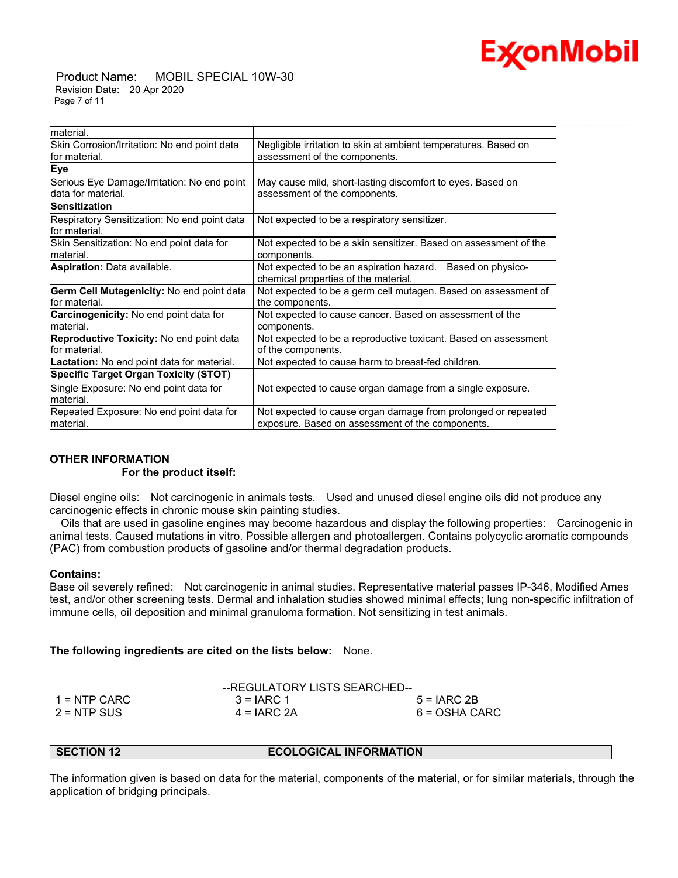| material. | |
|---|---|
| Skin Corrosion/Irritation: No end point data for material. | Negligible irritation to skin at ambient temperatures. Based on assessment of the components. |
| **Eye** | |
| Serious Eye Damage/Irritation: No end point data for material. | May cause mild, short-lasting discomfort to eyes. Based on assessment of the components. |
| **Sensitization** | |
| Respiratory Sensitization: No end point data for material. | Not expected to be a respiratory sensitizer. |
| Skin Sensitization: No end point data for material. | Not expected to be a skin sensitizer. Based on assessment of the components. |
| **Aspiration:** Data available. | Not expected to be an aspiration hazard. Based on physico-chemical properties of the material. |
| **Germ Cell Mutagenicity:** No end point data for material. | Not expected to be a germ cell mutagen. Based on assessment of the components. |
| **Carcinogenicity:** No end point data for material. | Not expected to cause cancer. Based on assessment of the components. |
| **Reproductive Toxicity:** No end point data for material. | Not expected to be a reproductive toxicant. Based on assessment of the components. |
| **Lactation:** No end point data for material. | Not expected to cause harm to breast-fed children. |
| **Specific Target Organ Toxicity (STOT)** | |
| Single Exposure: No end point data for material. | Not expected to cause organ damage from a single exposure. |
| Repeated Exposure: No end point data for material. | Not expected to cause organ damage from prolonged or repeated exposure. Based on assessment of the components. |

**OTHER INFORMATION**

**For the product itself:**

Diesel engine oils: Not carcinogenic in animals tests. Used and unused diesel engine oils did not produce any carcinogenic effects in chronic mouse skin painting studies.

Oils that are used in gasoline engines may become hazardous and display the following properties: Carcinogenic in animal tests. Caused mutations in vitro. Possible allergen and photoallergen. Contains polycyclic aromatic compounds (PAC) from combustion products of gasoline and/or thermal degradation products.

**Contains:**

Base oil severely refined: Not carcinogenic in animal studies. Representative material passes IP-346, Modified Ames test, and/or other screening tests. Dermal and inhalation studies showed minimal effects; lung non-specific infiltration of immune cells, oil deposition and minimal granuloma formation. Not sensitizing in test animals.

**The following ingredients are cited on the lists below:** None.

--REGULATORY LISTS SEARCHED--

| | | |
|---|---|---|
| 1 = NTP CARC | 3 = IARC 1 | 5 = IARC 2B |
| 2 = NTP SUS | 4 = IARC 2A | 6 = OSHA CARC |

## SECTION 12 ECOLOGICAL INFORMATION

The information given is based on data for the material, components of the material, or for similar materials, through the application of bridging principals.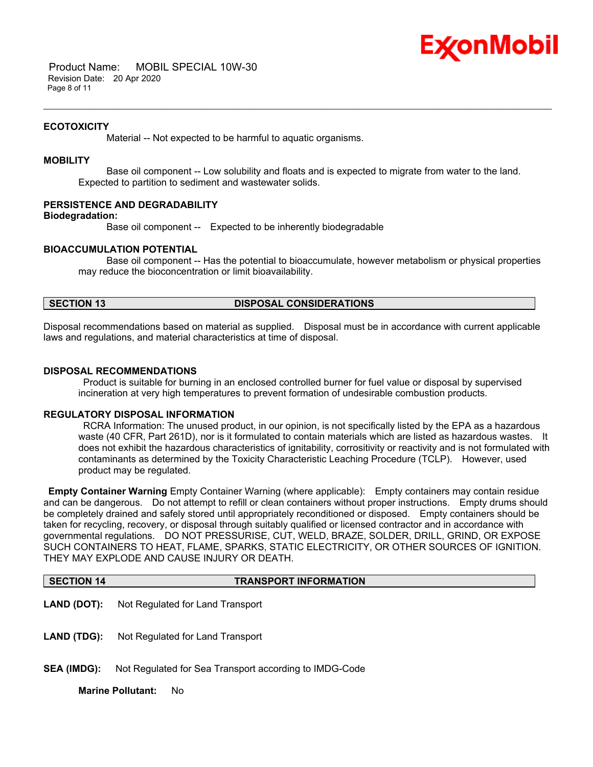### ECOTOXICITY

Material -- Not expected to be harmful to aquatic organisms.

### MOBILITY

Base oil component -- Low solubility and floats and is expected to migrate from water to the land. Expected to partition to sediment and wastewater solids.

### PERSISTENCE AND DEGRADABILITY

**Biodegradation:**

Base oil component -- Expected to be inherently biodegradable

### BIOACCUMULATION POTENTIAL

Base oil component -- Has the potential to bioaccumulate, however metabolism or physical properties may reduce the bioconcentration or limit bioavailability.

## SECTION 13 DISPOSAL CONSIDERATIONS

Disposal recommendations based on material as supplied. Disposal must be in accordance with current applicable laws and regulations, and material characteristics at time of disposal.

### DISPOSAL RECOMMENDATIONS

Product is suitable for burning in an enclosed controlled burner for fuel value or disposal by supervised incineration at very high temperatures to prevent formation of undesirable combustion products.

### REGULATORY DISPOSAL INFORMATION

RCRA Information: The unused product, in our opinion, is not specifically listed by the EPA as a hazardous waste (40 CFR, Part 261D), nor is it formulated to contain materials which are listed as hazardous wastes. It does not exhibit the hazardous characteristics of ignitability, corrositivity or reactivity and is not formulated with contaminants as determined by the Toxicity Characteristic Leaching Procedure (TCLP). However, used product may be regulated.

**Empty Container Warning** Empty Container Warning (where applicable): Empty containers may contain residue and can be dangerous. Do not attempt to refill or clean containers without proper instructions. Empty drums should be completely drained and safely stored until appropriately reconditioned or disposed. Empty containers should be taken for recycling, recovery, or disposal through suitably qualified or licensed contractor and in accordance with governmental regulations. DO NOT PRESSURISE, CUT, WELD, BRAZE, SOLDER, DRILL, GRIND, OR EXPOSE SUCH CONTAINERS TO HEAT, FLAME, SPARKS, STATIC ELECTRICITY, OR OTHER SOURCES OF IGNITION. THEY MAY EXPLODE AND CAUSE INJURY OR DEATH.

## SECTION 14 TRANSPORT INFORMATION

**LAND (DOT):** Not Regulated for Land Transport

**LAND (TDG):** Not Regulated for Land Transport

**SEA (IMDG):** Not Regulated for Sea Transport according to IMDG-Code

**Marine Pollutant:** No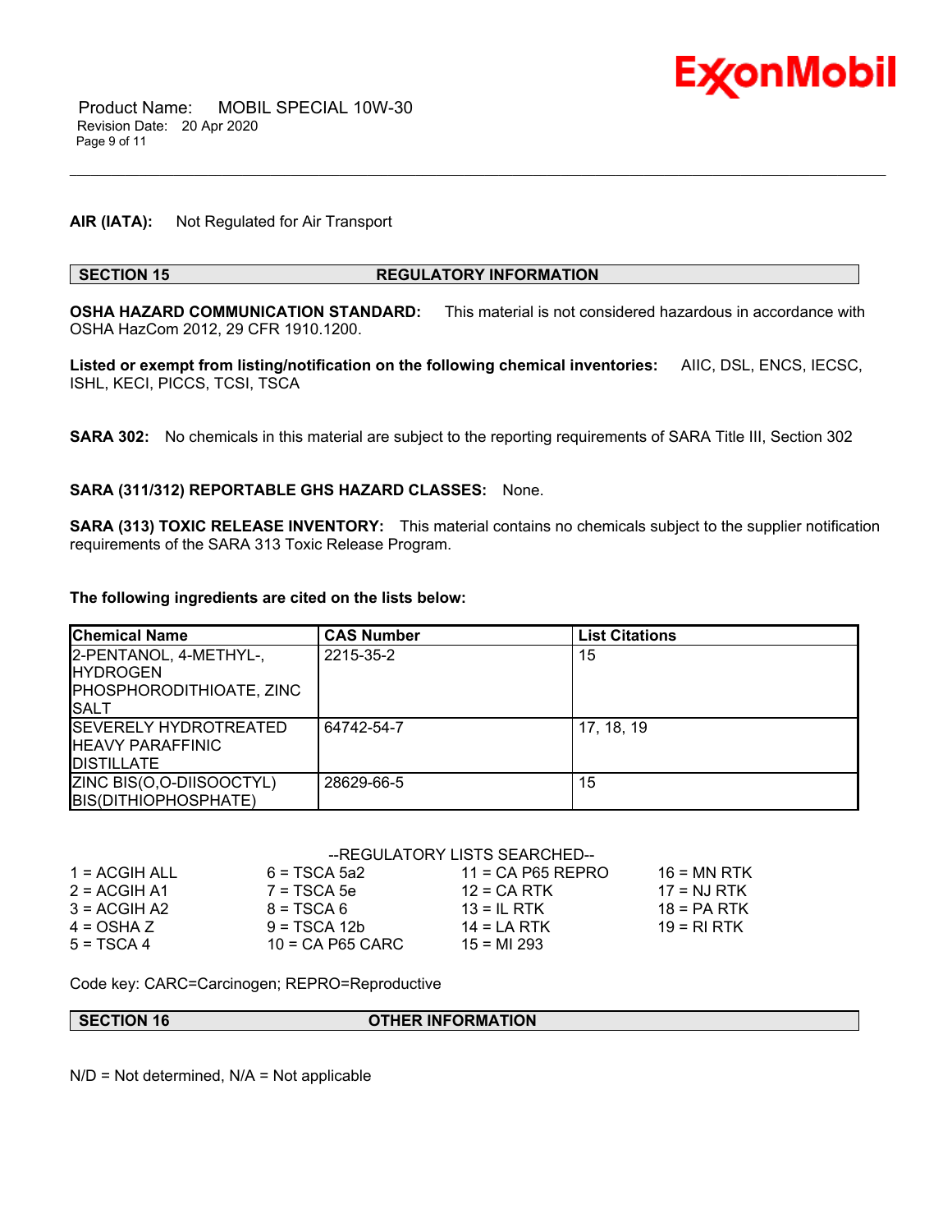**AIR (IATA):** Not Regulated for Air Transport

## SECTION 15 REGULATORY INFORMATION

**OSHA HAZARD COMMUNICATION STANDARD:** This material is not considered hazardous in accordance with OSHA HazCom 2012, 29 CFR 1910.1200.

**Listed or exempt from listing/notification on the following chemical inventories:** AIIC, DSL, ENCS, IECSC, ISHL, KECI, PICCS, TCSI, TSCA

**SARA 302:** No chemicals in this material are subject to the reporting requirements of SARA Title III, Section 302

**SARA (311/312) REPORTABLE GHS HAZARD CLASSES:** None.

**SARA (313) TOXIC RELEASE INVENTORY:** This material contains no chemicals subject to the supplier notification requirements of the SARA 313 Toxic Release Program.

**The following ingredients are cited on the lists below:**

| Chemical Name | CAS Number | List Citations |
|---|---|---|
| 2-PENTANOL, 4-METHYL-, HYDROGEN PHOSPHORODITHIOATE, ZINC SALT | 2215-35-2 | 15 |
| SEVERELY HYDROTREATED HEAVY PARAFFINIC DISTILLATE | 64742-54-7 | 17, 18, 19 |
| ZINC BIS(O,O-DIISOOCTYL) BIS(DITHIOPHOSPHATE) | 28629-66-5 | 15 |

--REGULATORY LISTS SEARCHED--

| | | | |
|---|---|---|---|
| 1 = ACGIH ALL | 6 = TSCA 5a2 | 11 = CA P65 REPRO | 16 = MN RTK |
| 2 = ACGIH A1 | 7 = TSCA 5e | 12 = CA RTK | 17 = NJ RTK |
| 3 = ACGIH A2 | 8 = TSCA 6 | 13 = IL RTK | 18 = PA RTK |
| 4 = OSHA Z | 9 = TSCA 12b | 14 = LA RTK | 19 = RI RTK |
| 5 = TSCA 4 | 10 = CA P65 CARC | 15 = MI 293 | |

Code key: CARC=Carcinogen; REPRO=Reproductive

## SECTION 16 OTHER INFORMATION

N/D = Not determined, N/A = Not applicable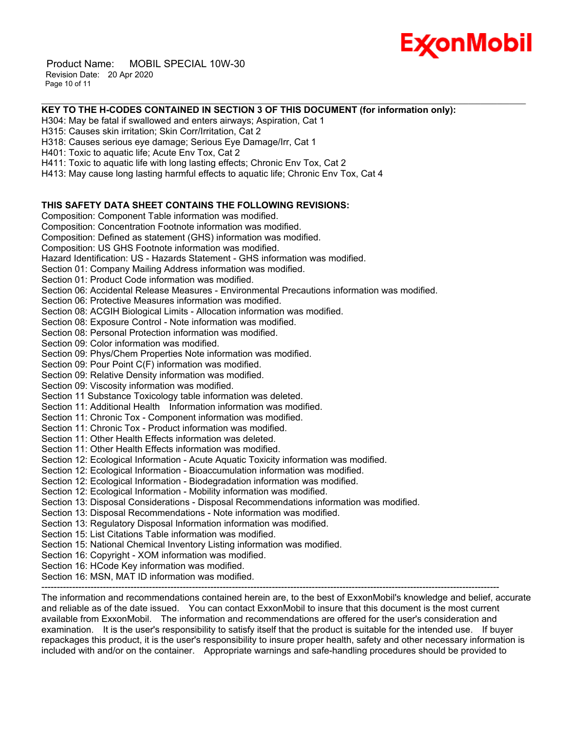**KEY TO THE H-CODES CONTAINED IN SECTION 3 OF THIS DOCUMENT (for information only):**

H304: May be fatal if swallowed and enters airways; Aspiration, Cat 1
H315: Causes skin irritation; Skin Corr/Irritation, Cat 2
H318: Causes serious eye damage; Serious Eye Damage/Irr, Cat 1
H401: Toxic to aquatic life; Acute Env Tox, Cat 2
H411: Toxic to aquatic life with long lasting effects; Chronic Env Tox, Cat 2
H413: May cause long lasting harmful effects to aquatic life; Chronic Env Tox, Cat 4

**THIS SAFETY DATA SHEET CONTAINS THE FOLLOWING REVISIONS:**

Composition: Component Table information was modified.
Composition: Concentration Footnote information was modified.
Composition: Defined as statement (GHS) information was modified.
Composition: US GHS Footnote information was modified.
Hazard Identification: US - Hazards Statement - GHS information was modified.
Section 01: Company Mailing Address information was modified.
Section 01: Product Code information was modified.
Section 06: Accidental Release Measures - Environmental Precautions information was modified.
Section 06: Protective Measures information was modified.
Section 08: ACGIH Biological Limits - Allocation information was modified.
Section 08: Exposure Control - Note information was modified.
Section 08: Personal Protection information was modified.
Section 09: Color information was modified.
Section 09: Phys/Chem Properties Note information was modified.
Section 09: Pour Point C(F) information was modified.
Section 09: Relative Density information was modified.
Section 09: Viscosity information was modified.
Section 11 Substance Toxicology table information was deleted.
Section 11: Additional Health Information information was modified.
Section 11: Chronic Tox - Component information was modified.
Section 11: Chronic Tox - Product information was modified.
Section 11: Other Health Effects information was deleted.
Section 11: Other Health Effects information was modified.
Section 12: Ecological Information - Acute Aquatic Toxicity information was modified.
Section 12: Ecological Information - Bioaccumulation information was modified.
Section 12: Ecological Information - Biodegradation information was modified.
Section 12: Ecological Information - Mobility information was modified.
Section 13: Disposal Considerations - Disposal Recommendations information was modified.
Section 13: Disposal Recommendations - Note information was modified.
Section 13: Regulatory Disposal Information information was modified.
Section 15: List Citations Table information was modified.
Section 15: National Chemical Inventory Listing information was modified.
Section 16: Copyright - XOM information was modified.
Section 16: HCode Key information was modified.
Section 16: MSN, MAT ID information was modified.

---

The information and recommendations contained herein are, to the best of ExxonMobil's knowledge and belief, accurate and reliable as of the date issued. You can contact ExxonMobil to insure that this document is the most current available from ExxonMobil. The information and recommendations are offered for the user's consideration and examination. It is the user's responsibility to satisfy itself that the product is suitable for the intended use. If buyer repackages this product, it is the user's responsibility to insure proper health, safety and other necessary information is included with and/or on the container. Appropriate warnings and safe-handling procedures should be provided to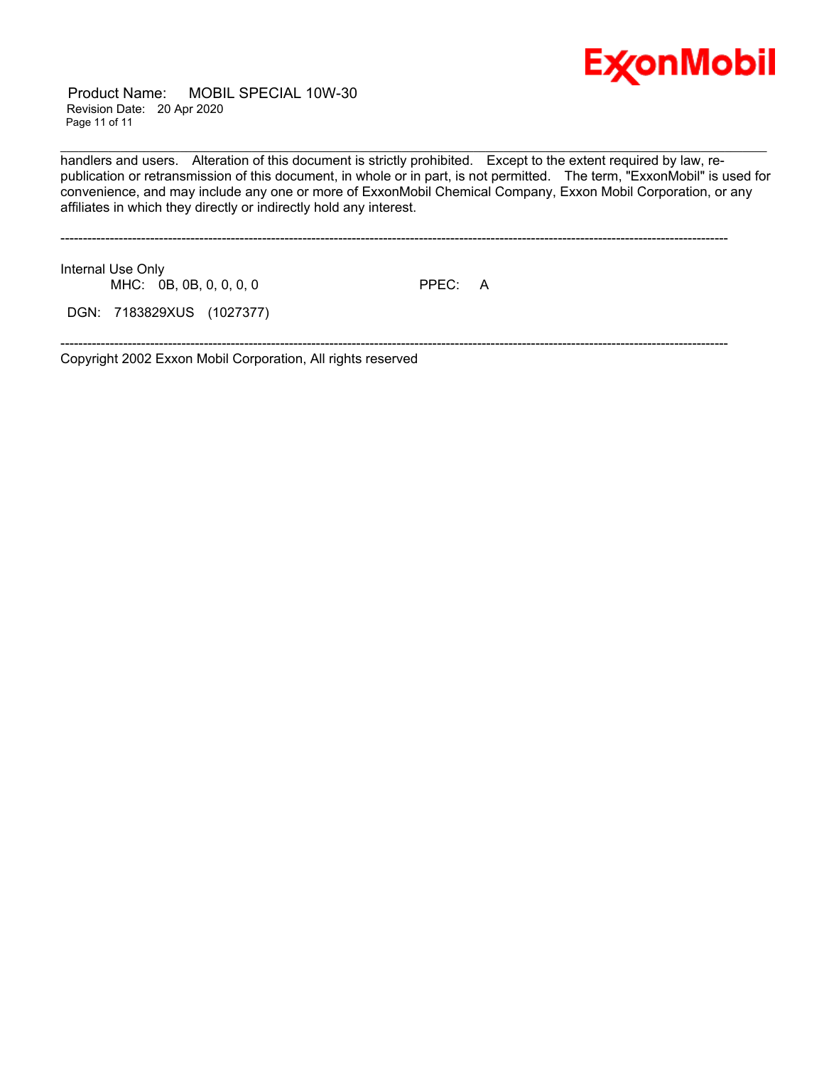handlers and users. Alteration of this document is strictly prohibited. Except to the extent required by law, re-publication or retransmission of this document, in whole or in part, is not permitted. The term, "ExxonMobil" is used for convenience, and may include any one or more of ExxonMobil Chemical Company, Exxon Mobil Corporation, or any affiliates in which they directly or indirectly hold any interest.

---

Internal Use Only
MHC: 0B, 0B, 0, 0, 0, 0 PPEC: A

DGN: 7183829XUS (1027377)

---

Copyright 2002 Exxon Mobil Corporation, All rights reserved